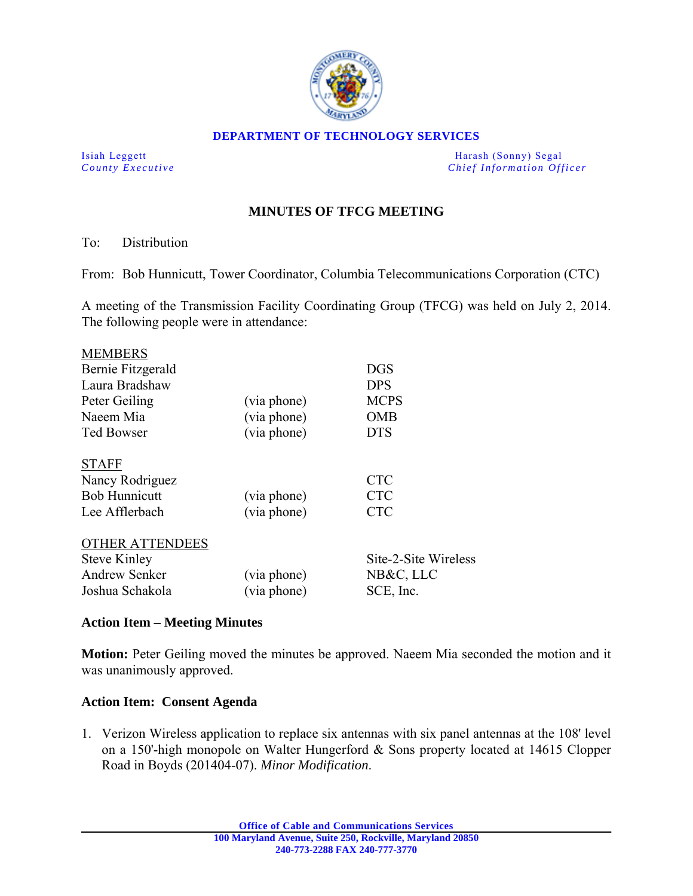**DEPARTMENT OF TECHNOLOGY SERVICES**

Isiah Leggett
*County Executive*

Harash (Sonny) Segal
*Chief Information Officer*

## MINUTES OF TFCG MEETING

To: Distribution

From: Bob Hunnicutt, Tower Coordinator, Columbia Telecommunications Corporation (CTC)

A meeting of the Transmission Facility Coordinating Group (TFCG) was held on July 2, 2014. The following people were in attendance:

| MEMBERS | | |
|---|---|---|
| Bernie Fitzgerald | | DGS |
| Laura Bradshaw | | DPS |
| Peter Geiling | (via phone) | MCPS |
| Naeem Mia | (via phone) | OMB |
| Ted Bowser | (via phone) | DTS |
| **STAFF** | | |
| Nancy Rodriguez | | CTC |
| Bob Hunnicutt | (via phone) | CTC |
| Lee Afflerbach | (via phone) | CTC |
| **OTHER ATTENDEES** | | |
| Steve Kinley | | Site-2-Site Wireless |
| Andrew Senker | (via phone) | NB&C, LLC |
| Joshua Schakola | (via phone) | SCE, Inc. |

**Action Item – Meeting Minutes**

**Motion:** Peter Geiling moved the minutes be approved. Naeem Mia seconded the motion and it was unanimously approved.

**Action Item: Consent Agenda**

1. Verizon Wireless application to replace six antennas with six panel antennas at the 108' level on a 150'-high monopole on Walter Hungerford & Sons property located at 14615 Clopper Road in Boyds (201404-07). *Minor Modification*.

**Office of Cable and Communications Services**
**100 Maryland Avenue, Suite 250, Rockville, Maryland 20850**
**240-773-2288 FAX 240-777-3770**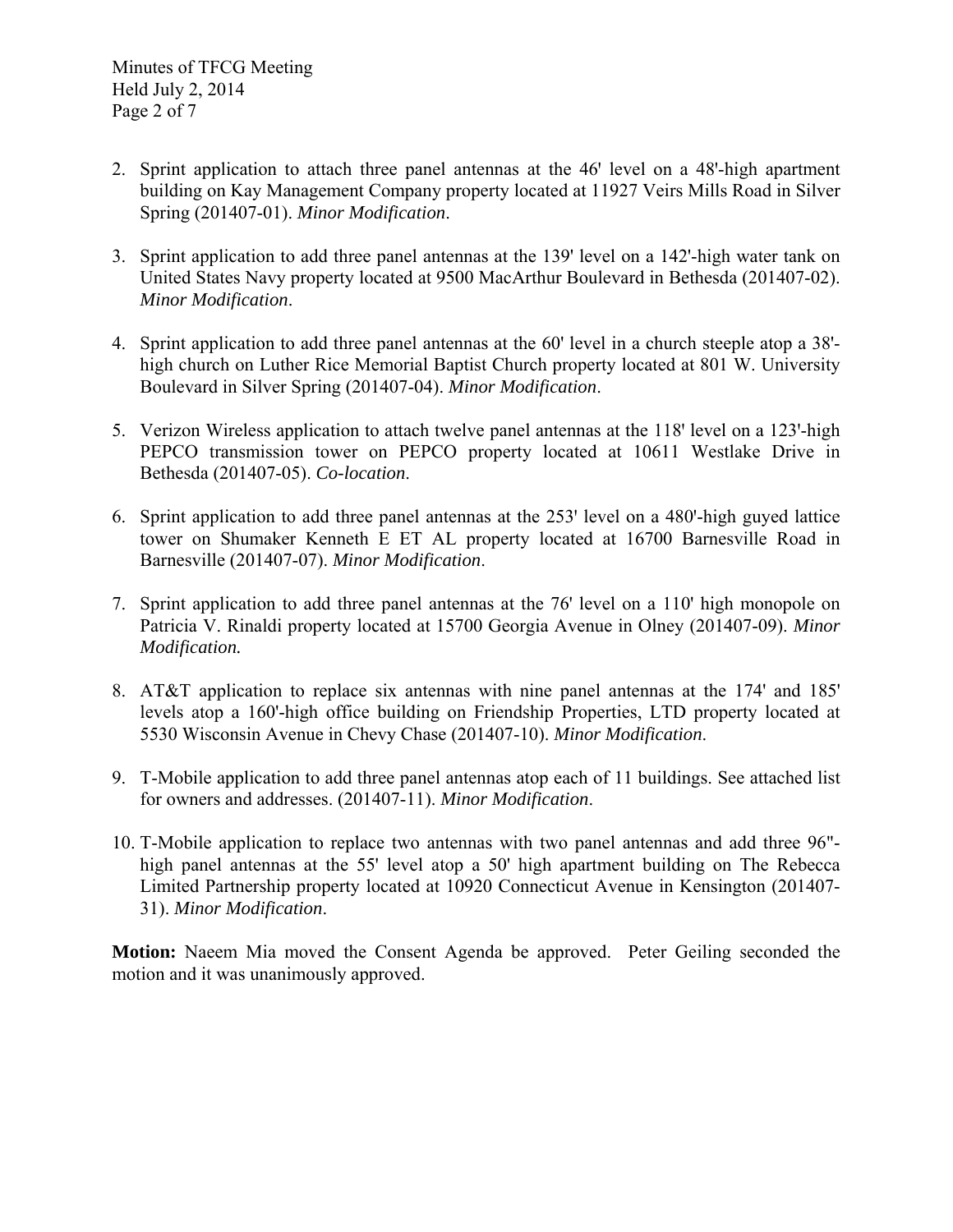2. Sprint application to attach three panel antennas at the 46' level on a 48'-high apartment building on Kay Management Company property located at 11927 Veirs Mills Road in Silver Spring (201407-01). *Minor Modification*.

3. Sprint application to add three panel antennas at the 139' level on a 142'-high water tank on United States Navy property located at 9500 MacArthur Boulevard in Bethesda (201407-02). *Minor Modification*.

4. Sprint application to add three panel antennas at the 60' level in a church steeple atop a 38'-high church on Luther Rice Memorial Baptist Church property located at 801 W. University Boulevard in Silver Spring (201407-04). *Minor Modification*.

5. Verizon Wireless application to attach twelve panel antennas at the 118' level on a 123'-high PEPCO transmission tower on PEPCO property located at 10611 Westlake Drive in Bethesda (201407-05). *Co-location*.

6. Sprint application to add three panel antennas at the 253' level on a 480'-high guyed lattice tower on Shumaker Kenneth E ET AL property located at 16700 Barnesville Road in Barnesville (201407-07). *Minor Modification*.

7. Sprint application to add three panel antennas at the 76' level on a 110' high monopole on Patricia V. Rinaldi property located at 15700 Georgia Avenue in Olney (201407-09). *Minor Modification.*

8. AT&T application to replace six antennas with nine panel antennas at the 174' and 185' levels atop a 160'-high office building on Friendship Properties, LTD property located at 5530 Wisconsin Avenue in Chevy Chase (201407-10). *Minor Modification*.

9. T-Mobile application to add three panel antennas atop each of 11 buildings. See attached list for owners and addresses. (201407-11). *Minor Modification*.

10. T-Mobile application to replace two antennas with two panel antennas and add three 96"-high panel antennas at the 55' level atop a 50' high apartment building on The Rebecca Limited Partnership property located at 10920 Connecticut Avenue in Kensington (201407-31). *Minor Modification*.

**Motion:** Naeem Mia moved the Consent Agenda be approved. Peter Geiling seconded the motion and it was unanimously approved.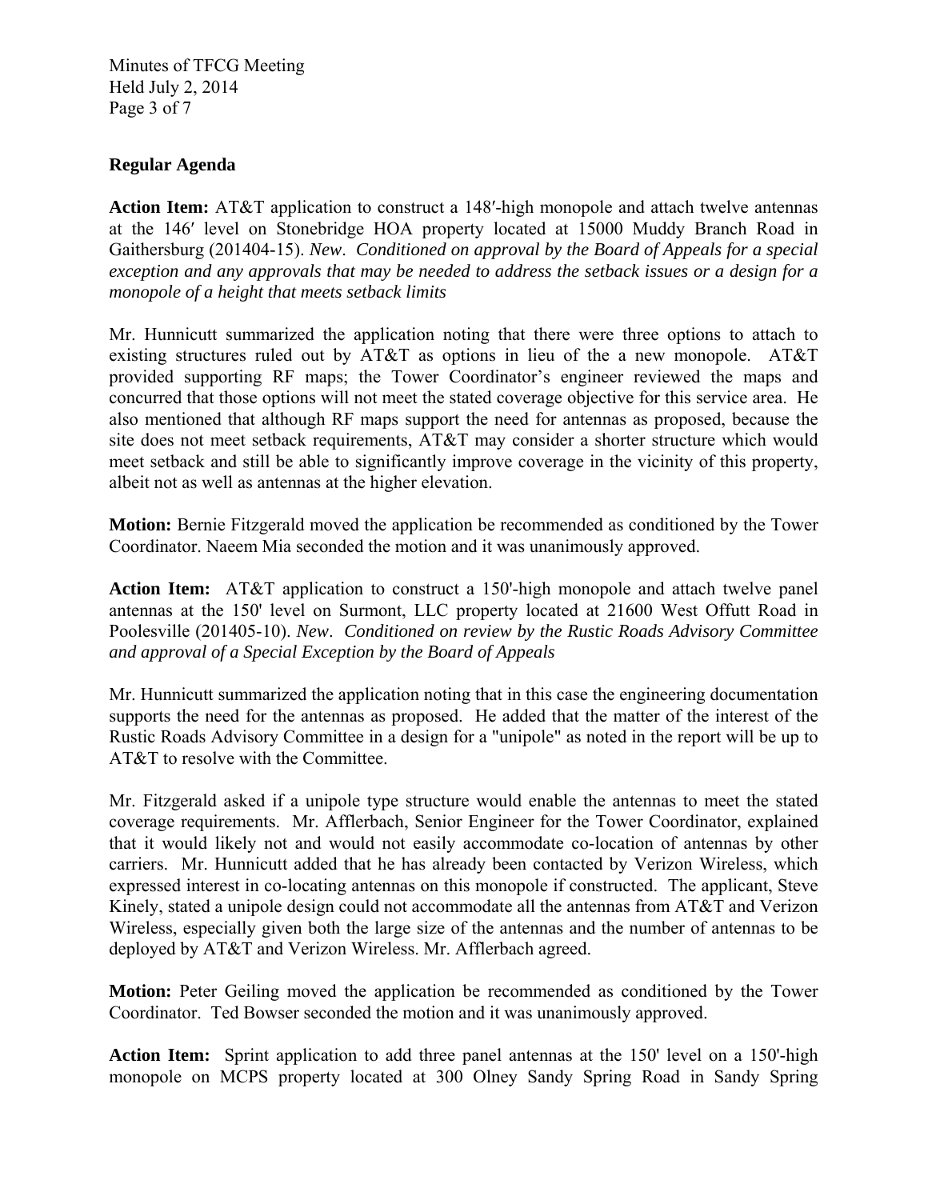## Regular Agenda

**Action Item:** AT&T application to construct a 148′-high monopole and attach twelve antennas at the 146′ level on Stonebridge HOA property located at 15000 Muddy Branch Road in Gaithersburg (201404-15). *New*. *Conditioned on approval by the Board of Appeals for a special exception and any approvals that may be needed to address the setback issues or a design for a monopole of a height that meets setback limits*

Mr. Hunnicutt summarized the application noting that there were three options to attach to existing structures ruled out by AT&T as options in lieu of the a new monopole. AT&T provided supporting RF maps; the Tower Coordinator's engineer reviewed the maps and concurred that those options will not meet the stated coverage objective for this service area. He also mentioned that although RF maps support the need for antennas as proposed, because the site does not meet setback requirements, AT&T may consider a shorter structure which would meet setback and still be able to significantly improve coverage in the vicinity of this property, albeit not as well as antennas at the higher elevation.

**Motion:** Bernie Fitzgerald moved the application be recommended as conditioned by the Tower Coordinator. Naeem Mia seconded the motion and it was unanimously approved.

**Action Item:** AT&T application to construct a 150'-high monopole and attach twelve panel antennas at the 150' level on Surmont, LLC property located at 21600 West Offutt Road in Poolesville (201405-10). *New*. *Conditioned on review by the Rustic Roads Advisory Committee and approval of a Special Exception by the Board of Appeals*

Mr. Hunnicutt summarized the application noting that in this case the engineering documentation supports the need for the antennas as proposed. He added that the matter of the interest of the Rustic Roads Advisory Committee in a design for a "unipole" as noted in the report will be up to AT&T to resolve with the Committee.

Mr. Fitzgerald asked if a unipole type structure would enable the antennas to meet the stated coverage requirements. Mr. Afflerbach, Senior Engineer for the Tower Coordinator, explained that it would likely not and would not easily accommodate co-location of antennas by other carriers. Mr. Hunnicutt added that he has already been contacted by Verizon Wireless, which expressed interest in co-locating antennas on this monopole if constructed. The applicant, Steve Kinely, stated a unipole design could not accommodate all the antennas from AT&T and Verizon Wireless, especially given both the large size of the antennas and the number of antennas to be deployed by AT&T and Verizon Wireless. Mr. Afflerbach agreed.

**Motion:** Peter Geiling moved the application be recommended as conditioned by the Tower Coordinator. Ted Bowser seconded the motion and it was unanimously approved.

**Action Item:** Sprint application to add three panel antennas at the 150' level on a 150'-high monopole on MCPS property located at 300 Olney Sandy Spring Road in Sandy Spring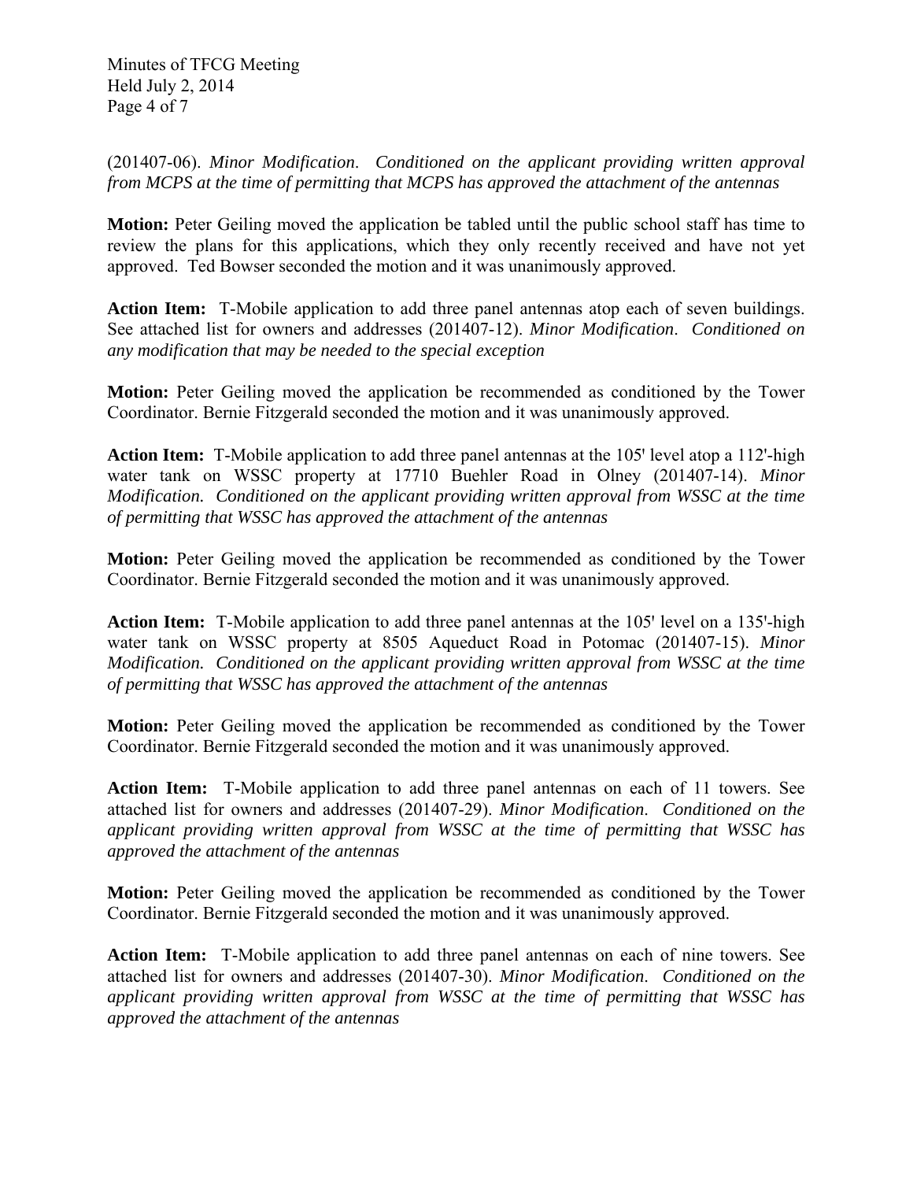(201407-06). *Minor Modification. Conditioned on the applicant providing written approval from MCPS at the time of permitting that MCPS has approved the attachment of the antennas*

**Motion:** Peter Geiling moved the application be tabled until the public school staff has time to review the plans for this applications, which they only recently received and have not yet approved. Ted Bowser seconded the motion and it was unanimously approved.

**Action Item:** T-Mobile application to add three panel antennas atop each of seven buildings. See attached list for owners and addresses (201407-12). *Minor Modification. Conditioned on any modification that may be needed to the special exception*

**Motion:** Peter Geiling moved the application be recommended as conditioned by the Tower Coordinator. Bernie Fitzgerald seconded the motion and it was unanimously approved.

**Action Item:** T-Mobile application to add three panel antennas at the 105' level atop a 112'-high water tank on WSSC property at 17710 Buehler Road in Olney (201407-14). *Minor Modification. Conditioned on the applicant providing written approval from WSSC at the time of permitting that WSSC has approved the attachment of the antennas*

**Motion:** Peter Geiling moved the application be recommended as conditioned by the Tower Coordinator. Bernie Fitzgerald seconded the motion and it was unanimously approved.

**Action Item:** T-Mobile application to add three panel antennas at the 105' level on a 135'-high water tank on WSSC property at 8505 Aqueduct Road in Potomac (201407-15). *Minor Modification. Conditioned on the applicant providing written approval from WSSC at the time of permitting that WSSC has approved the attachment of the antennas*

**Motion:** Peter Geiling moved the application be recommended as conditioned by the Tower Coordinator. Bernie Fitzgerald seconded the motion and it was unanimously approved.

**Action Item:** T-Mobile application to add three panel antennas on each of 11 towers. See attached list for owners and addresses (201407-29). *Minor Modification. Conditioned on the applicant providing written approval from WSSC at the time of permitting that WSSC has approved the attachment of the antennas*

**Motion:** Peter Geiling moved the application be recommended as conditioned by the Tower Coordinator. Bernie Fitzgerald seconded the motion and it was unanimously approved.

**Action Item:** T-Mobile application to add three panel antennas on each of nine towers. See attached list for owners and addresses (201407-30). *Minor Modification. Conditioned on the applicant providing written approval from WSSC at the time of permitting that WSSC has approved the attachment of the antennas*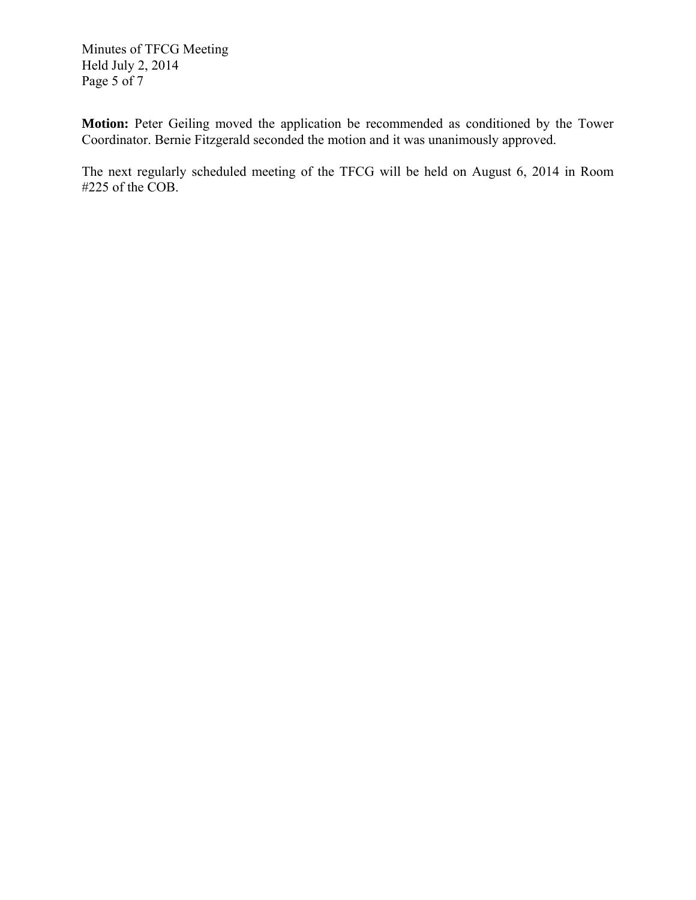**Motion:** Peter Geiling moved the application be recommended as conditioned by the Tower Coordinator. Bernie Fitzgerald seconded the motion and it was unanimously approved.

The next regularly scheduled meeting of the TFCG will be held on August 6, 2014 in Room #225 of the COB.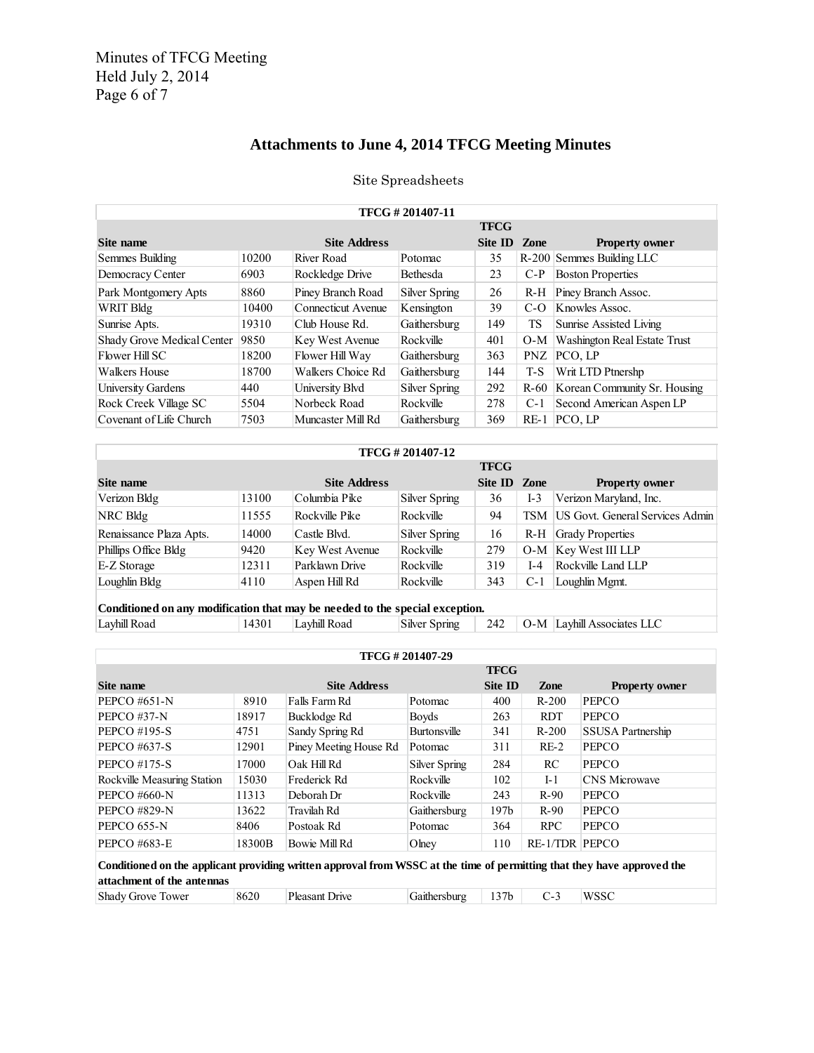## Attachments to June 4, 2014 TFCG Meeting Minutes

Site Spreadsheets

| TFCG # 201407-11 | | | | | | |
|---|---|---|---|---|---|---|
| Site name | Site Address | | | TFCG Site ID | Zone | Property owner |
| Semmes Building | 10200 | River Road | Potomac | 35 | R-200 | Semmes Building LLC |
| Democracy Center | 6903 | Rockledge Drive | Bethesda | 23 | C-P | Boston Properties |
| Park Montgomery Apts | 8860 | Piney Branch Road | Silver Spring | 26 | R-H | Piney Branch Assoc. |
| WRIT Bldg | 10400 | Connecticut Avenue | Kensington | 39 | C-O | Knowles Assoc. |
| Sunrise Apts. | 19310 | Club House Rd. | Gaithersburg | 149 | TS | Sunrise Assisted Living |
| Shady Grove Medical Center | 9850 | Key West Avenue | Rockville | 401 | O-M | Washington Real Estate Trust |
| Flower Hill SC | 18200 | Flower Hill Way | Gaithersburg | 363 | PNZ | PCO, LP |
| Walkers House | 18700 | Walkers Choice Rd | Gaithersburg | 144 | T-S | Writ LTD Ptnershp |
| University Gardens | 440 | University Blvd | Silver Spring | 292 | R-60 | Korean Community Sr. Housing |
| Rock Creek Village SC | 5504 | Norbeck Road | Rockville | 278 | C-1 | Second American Aspen LP |
| Covenant of Life Church | 7503 | Muncaster Mill Rd | Gaithersburg | 369 | RE-1 | PCO, LP |

| TFCG # 201407-12 | | | | | | |
|---|---|---|---|---|---|---|
| Site name | Site Address | | | TFCG Site ID | Zone | Property owner |
| Verizon Bldg | 13100 | Columbia Pike | Silver Spring | 36 | I-3 | Verizon Maryland, Inc. |
| NRC Bldg | 11555 | Rockville Pike | Rockville | 94 | TSM | US Govt. General Services Admin |
| Renaissance Plaza Apts. | 14000 | Castle Blvd. | Silver Spring | 16 | R-H | Grady Properties |
| Phillips Office Bldg | 9420 | Key West Avenue | Rockville | 279 | O-M | Key West III LLP |
| E-Z Storage | 12311 | Parklawn Drive | Rockville | 319 | I-4 | Rockville Land LLP |
| Loughlin Bldg | 4110 | Aspen Hill Rd | Rockville | 343 | C-1 | Loughlin Mgmt. |
| **Conditioned on any modification that may be needed to the special exception.** | | | | | | |
| Layhill Road | 14301 | Layhill Road | Silver Spring | 242 | O-M | Layhill Associates LLC |

| TFCG # 201407-29 | | | | | | |
|---|---|---|---|---|---|---|
| Site name | Site Address | | | TFCG Site ID | Zone | Property owner |
| PEPCO #651-N | 8910 | Falls Farm Rd | Potomac | 400 | R-200 | PEPCO |
| PEPCO #37-N | 18917 | Bucklodge Rd | Boyds | 263 | RDT | PEPCO |
| PEPCO #195-S | 4751 | Sandy Spring Rd | Burtonsville | 341 | R-200 | SSUSA Partnership |
| PEPCO #637-S | 12901 | Piney Meeting House Rd | Potomac | 311 | RE-2 | PEPCO |
| PEPCO #175-S | 17000 | Oak Hill Rd | Silver Spring | 284 | RC | PEPCO |
| Rockville Measuring Station | 15030 | Frederick Rd | Rockville | 102 | I-1 | CNS Microwave |
| PEPCO #660-N | 11313 | Deborah Dr | Rockville | 243 | R-90 | PEPCO |
| PEPCO #829-N | 13622 | Travilah Rd | Gaithersburg | 197b | R-90 | PEPCO |
| PEPCO 655-N | 8406 | Postoak Rd | Potomac | 364 | RPC | PEPCO |
| PEPCO #683-E | 18300B | Bowie Mill Rd | Olney | 110 | RE-1/TDR | PEPCO |
| **Conditioned on the applicant providing written approval from WSSC at the time of permitting that they have approved the attachment of the antennas** | | | | | | |
| Shady Grove Tower | 8620 | Pleasant Drive | Gaithersburg | 137b | C-3 | WSSC |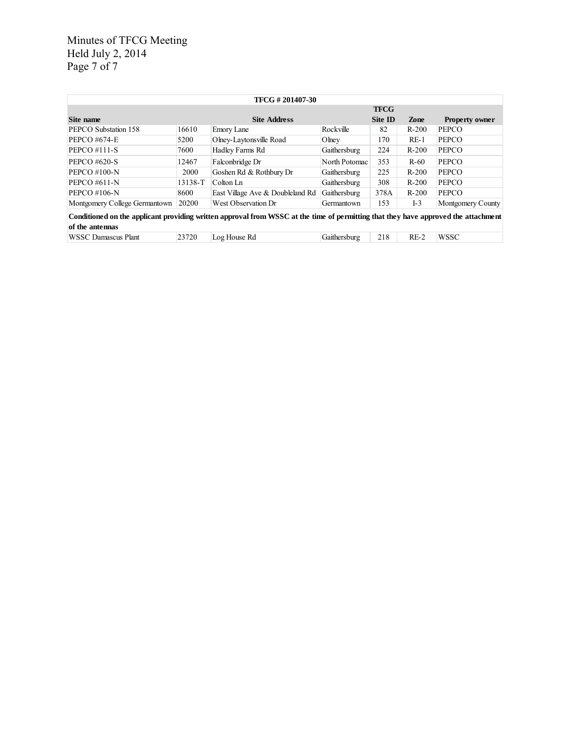| TFCG # 201407-30 | | | | | | |
|---|---|---|---|---|---|---|
| Site name | Site Address | | | TFCG Site ID | Zone | Property owner |
| PEPCO Substation 158 | 16610 | Emory Lane | Rockville | 82 | R-200 | PEPCO |
| PEPCO #674-E | 5200 | Olney-Laytonsville Road | Olney | 170 | RE-1 | PEPCO |
| PEPCO #111-S | 7600 | Hadley Farms Rd | Gaithersburg | 224 | R-200 | PEPCO |
| PEPCO #620-S | 12467 | Falconbridge Dr | North Potomac | 353 | R-60 | PEPCO |
| PEPCO #100-N | 2000 | Goshen Rd & Rothbury Dr | Gaithersburg | 225 | R-200 | PEPCO |
| PEPCO #611-N | 13138-T | Colton Ln | Gaithersburg | 308 | R-200 | PEPCO |
| PEPCO #106-N | 8600 | East Village Ave & Doubleland Rd | Gaithersburg | 378A | R-200 | PEPCO |
| Montgomery College Germantown | 20200 | West Observation Dr | Germantown | 153 | I-3 | Montgomery County |
| **Conditioned on the applicant providing written approval from WSSC at the time of permitting that they have approved the attachment of the antennas** | | | | | | |
| WSSC Damascus Plant | 23720 | Log House Rd | Gaithersburg | 218 | RE-2 | WSSC |